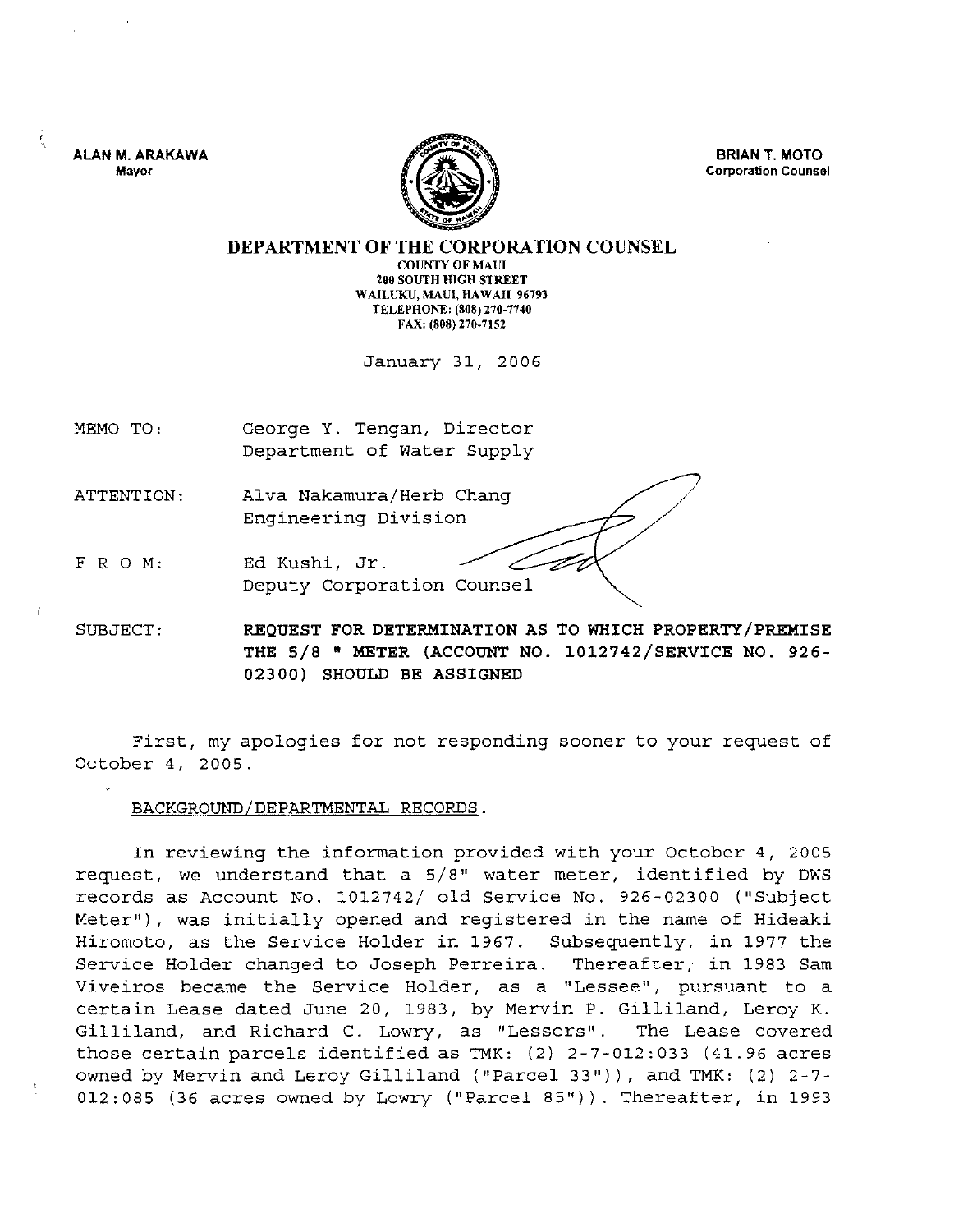ALAN M. ARAKAWA
Mayor

BRIAN T. MOTO
Corporation Counsel

**DEPARTMENT OF THE CORPORATION COUNSEL**
COUNTY OF MAUI
200 SOUTH HIGH STREET
WAILUKU, MAUI, HAWAII 96793
TELEPHONE: (808) 270-7740
FAX: (808) 270-7152

January 31, 2006

MEMO TO: George Y. Tengan, Director
Department of Water Supply

ATTENTION: Alva Nakamura/Herb Chang
Engineering Division

F R O M: Ed Kushi, Jr.
Deputy Corporation Counsel

SUBJECT: **REQUEST FOR DETERMINATION AS TO WHICH PROPERTY/PREMISE THE 5/8 " METER (ACCOUNT NO. 1012742/SERVICE NO. 926-02300) SHOULD BE ASSIGNED**

First, my apologies for not responding sooner to your request of October 4, 2005.

BACKGROUND/DEPARTMENTAL RECORDS.

In reviewing the information provided with your October 4, 2005 request, we understand that a 5/8" water meter, identified by DWS records as Account No. 1012742/ old Service No. 926-02300 ("Subject Meter"), was initially opened and registered in the name of Hideaki Hiromoto, as the Service Holder in 1967. Subsequently, in 1977 the Service Holder changed to Joseph Perreira. Thereafter, in 1983 Sam Viveiros became the Service Holder, as a "Lessee", pursuant to a certain Lease dated June 20, 1983, by Mervin P. Gilliland, Leroy K. Gilliland, and Richard C. Lowry, as "Lessors". The Lease covered those certain parcels identified as TMK: (2) 2-7-012:033 (41.96 acres owned by Mervin and Leroy Gilliland ("Parcel 33")), and TMK: (2) 2-7-012:085 (36 acres owned by Lowry ("Parcel 85")). Thereafter, in 1993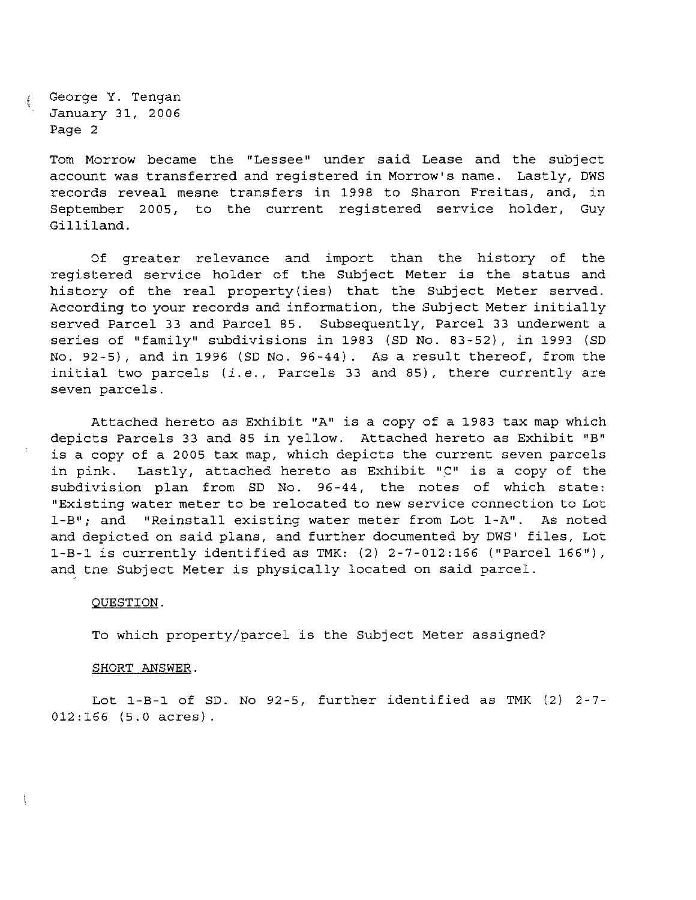Tom Morrow became the "Lessee" under said Lease and the subject account was transferred and registered in Morrow's name. Lastly, DWS records reveal mesne transfers in 1998 to Sharon Freitas, and, in September 2005, to the current registered service holder, Guy Gilliland.

Of greater relevance and import than the history of the registered service holder of the Subject Meter is the status and history of the real property(ies) that the Subject Meter served. According to your records and information, the Subject Meter initially served Parcel 33 and Parcel 85. Subsequently, Parcel 33 underwent a series of "family" subdivisions in 1983 (SD No. 83-52), in 1993 (SD No. 92-5), and in 1996 (SD No. 96-44). As a result thereof, from the initial two parcels (*i.e.*, Parcels 33 and 85), there currently are seven parcels.

Attached hereto as Exhibit "A" is a copy of a 1983 tax map which depicts Parcels 33 and 85 in yellow. Attached hereto as Exhibit "B" is a copy of a 2005 tax map, which depicts the current seven parcels in pink. Lastly, attached hereto as Exhibit "C" is a copy of the subdivision plan from SD No. 96-44, the notes of which state: "Existing water meter to be relocated to new service connection to Lot 1-B"; and "Reinstall existing water meter from Lot 1-A". As noted and depicted on said plans, and further documented by DWS' files, Lot 1-B-1 is currently identified as TMK: (2) 2-7-012:166 ("Parcel 166"), and the Subject Meter is physically located on said parcel.

QUESTION.

To which property/parcel is the Subject Meter assigned?

SHORT ANSWER.

Lot 1-B-1 of SD. No 92-5, further identified as TMK (2) 2-7-012:166 (5.0 acres).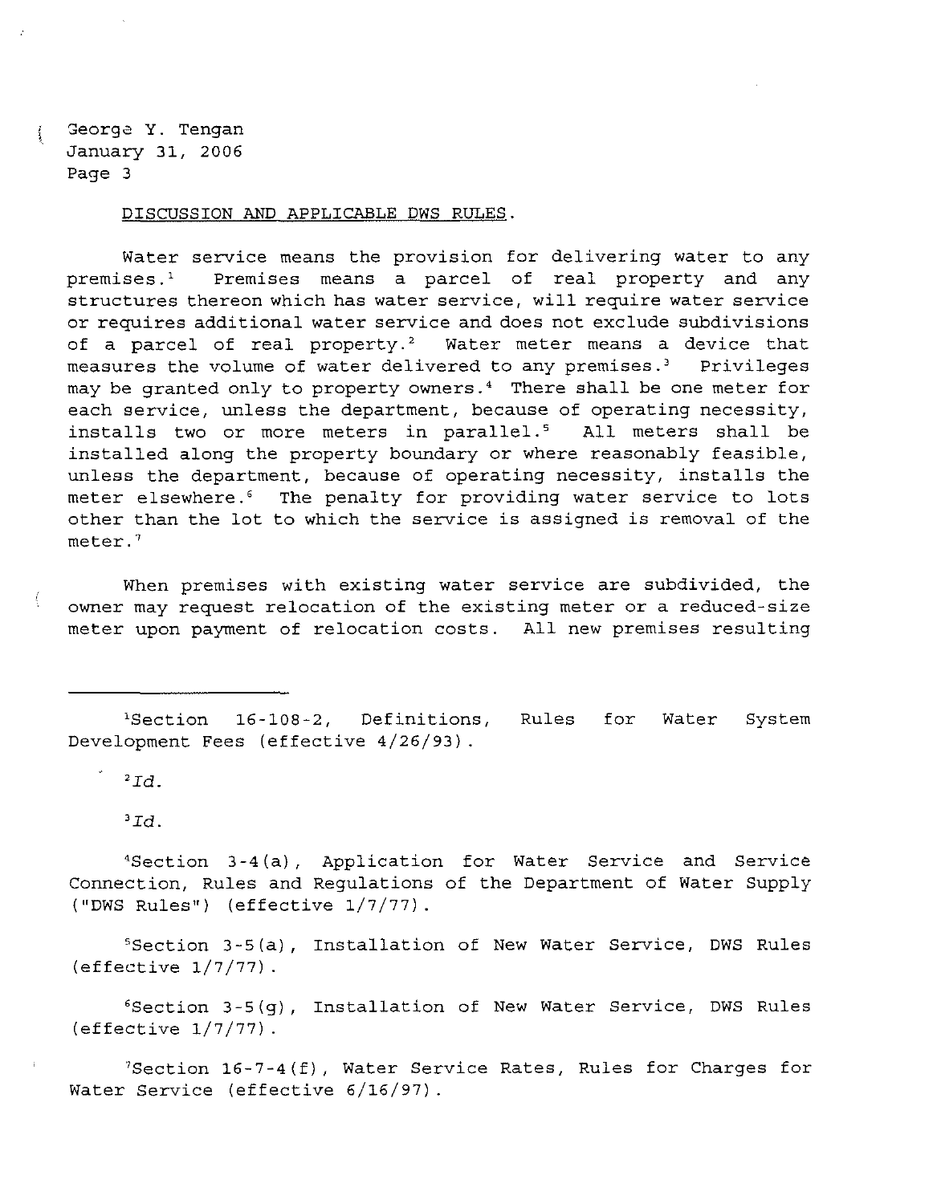DISCUSSION AND APPLICABLE DWS RULES.

Water service means the provision for delivering water to any premises.[1] Premises means a parcel of real property and any structures thereon which has water service, will require water service or requires additional water service and does not exclude subdivisions of a parcel of real property.[2] Water meter means a device that measures the volume of water delivered to any premises.[3] Privileges may be granted only to property owners.[4] There shall be one meter for each service, unless the department, because of operating necessity, installs two or more meters in parallel.[5] All meters shall be installed along the property boundary or where reasonably feasible, unless the department, because of operating necessity, installs the meter elsewhere.[6] The penalty for providing water service to lots other than the lot to which the service is assigned is removal of the meter.[7]

When premises with existing water service are subdivided, the owner may request relocation of the existing meter or a reduced-size meter upon payment of relocation costs. All new premises resulting

---

[1]Section 16-108-2, Definitions, Rules for Water System Development Fees (effective 4/26/93).

[2]*Id.*

[3]*Id.*

[4]Section 3-4(a), Application for Water Service and Service Connection, Rules and Regulations of the Department of Water Supply ("DWS Rules") (effective 1/7/77).

[5]Section 3-5(a), Installation of New Water Service, DWS Rules (effective 1/7/77).

[6]Section 3-5(g), Installation of New Water Service, DWS Rules (effective 1/7/77).

[7]Section 16-7-4(f), Water Service Rates, Rules for Charges for Water Service (effective 6/16/97).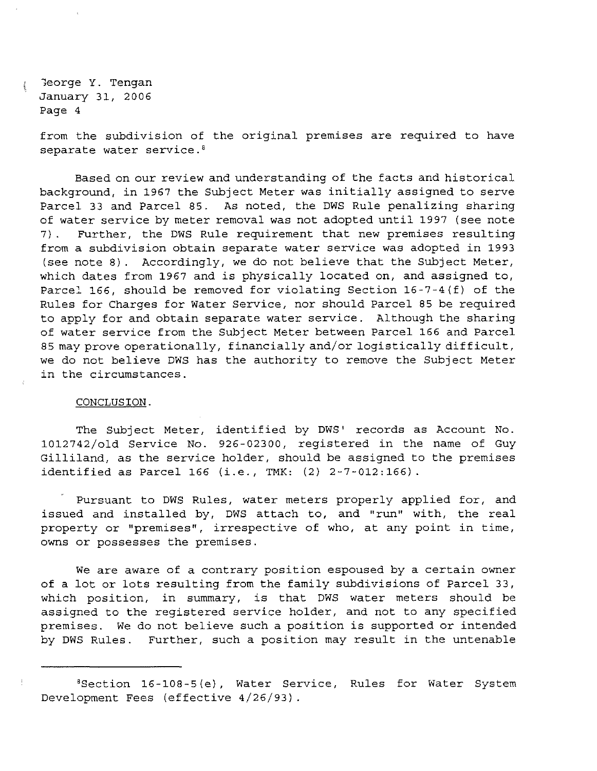from the subdivision of the original premises are required to have separate water service.[8]

Based on our review and understanding of the facts and historical background, in 1967 the Subject Meter was initially assigned to serve Parcel 33 and Parcel 85. As noted, the DWS Rule penalizing sharing of water service by meter removal was not adopted until 1997 (see note 7). Further, the DWS Rule requirement that new premises resulting from a subdivision obtain separate water service was adopted in 1993 (see note 8). Accordingly, we do not believe that the Subject Meter, which dates from 1967 and is physically located on, and assigned to, Parcel 166, should be removed for violating Section 16-7-4(f) of the Rules for Charges for Water Service, nor should Parcel 85 be required to apply for and obtain separate water service. Although the sharing of water service from the Subject Meter between Parcel 166 and Parcel 85 may prove operationally, financially and/or logistically difficult, we do not believe DWS has the authority to remove the Subject Meter in the circumstances.

CONCLUSION.

The Subject Meter, identified by DWS' records as Account No. 1012742/old Service No. 926-02300, registered in the name of Guy Gilliland, as the service holder, should be assigned to the premises identified as Parcel 166 (i.e., TMK: (2) 2-7-012:166).

Pursuant to DWS Rules, water meters properly applied for, and issued and installed by, DWS attach to, and "run" with, the real property or "premises", irrespective of who, at any point in time, owns or possesses the premises.

We are aware of a contrary position espoused by a certain owner of a lot or lots resulting from the family subdivisions of Parcel 33, which position, in summary, is that DWS water meters should be assigned to the registered service holder, and not to any specified premises. We do not believe such a position is supported or intended by DWS Rules. Further, such a position may result in the untenable

---

[8] Section 16-108-5(e), Water Service, Rules for Water System Development Fees (effective 4/26/93).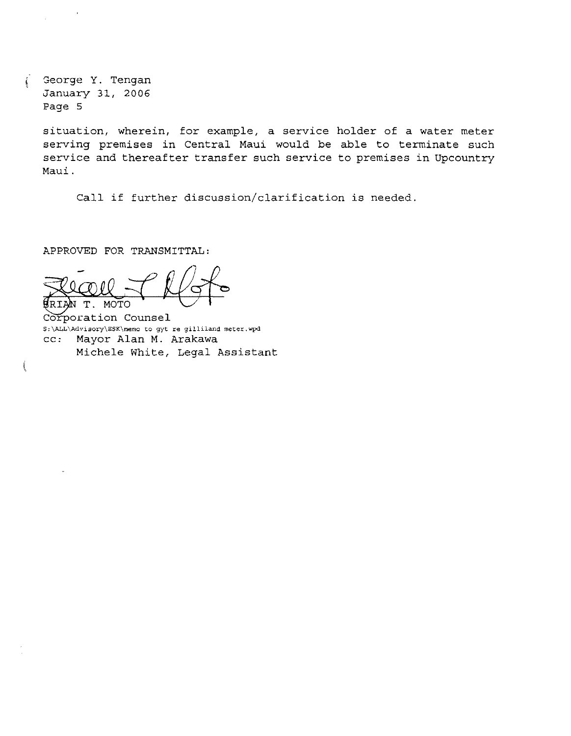George Y. Tengan
January 31, 2006
Page 5

situation, wherein, for example, a service holder of a water meter serving premises in Central Maui would be able to terminate such service and thereafter transfer such service to premises in Upcountry Maui.

Call if further discussion/clarification is needed.

APPROVED FOR TRANSMITTAL:

BRIAN T. MOTO
Corporation Counsel

S:\ALL\Advisory\ESK\memo to gyt re gilliland meter.wpd

cc: Mayor Alan M. Arakawa
Michele White, Legal Assistant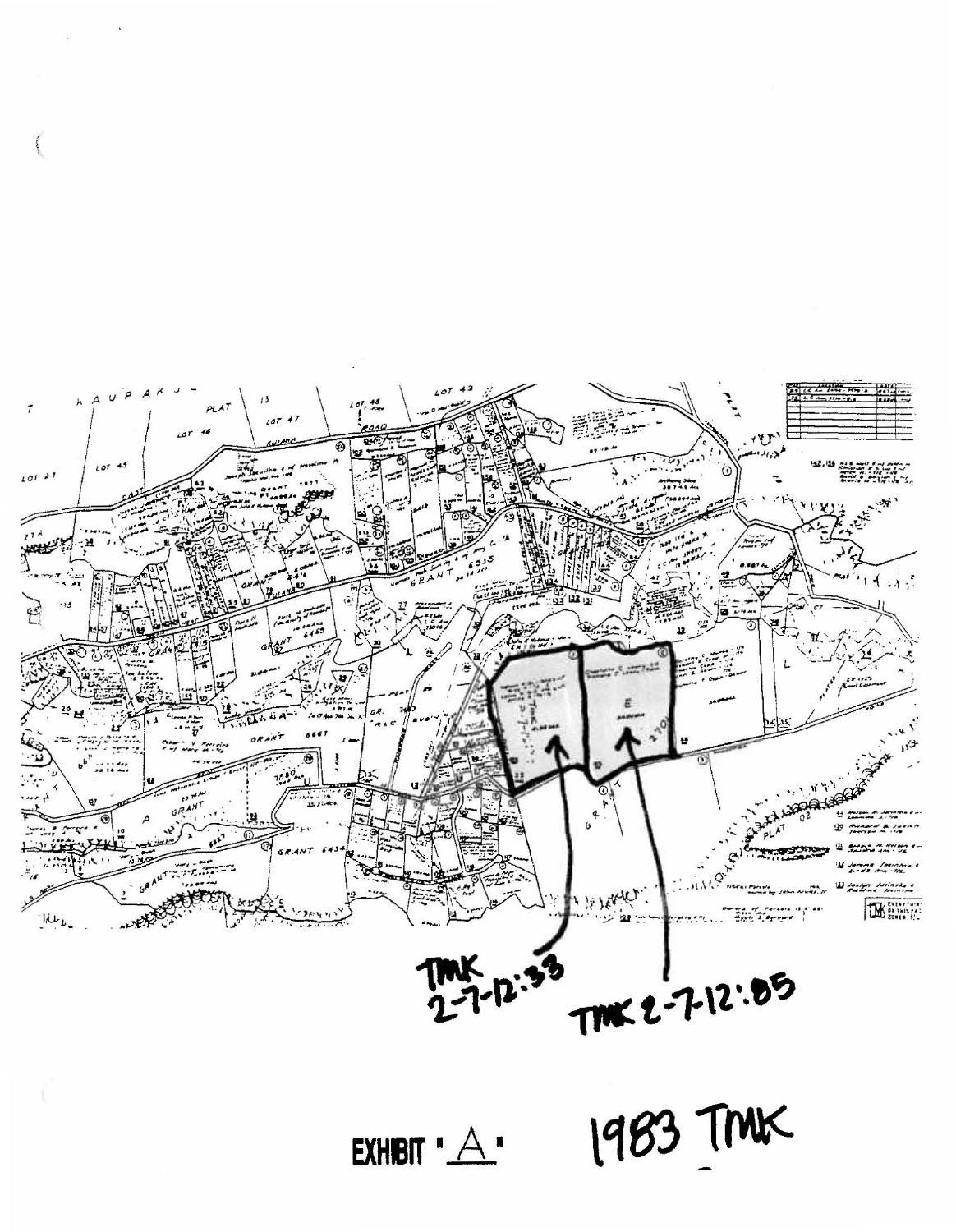TMK 2-7-12:33

TMK 2-7-12:85

EXHIBIT "A"

1983 TMK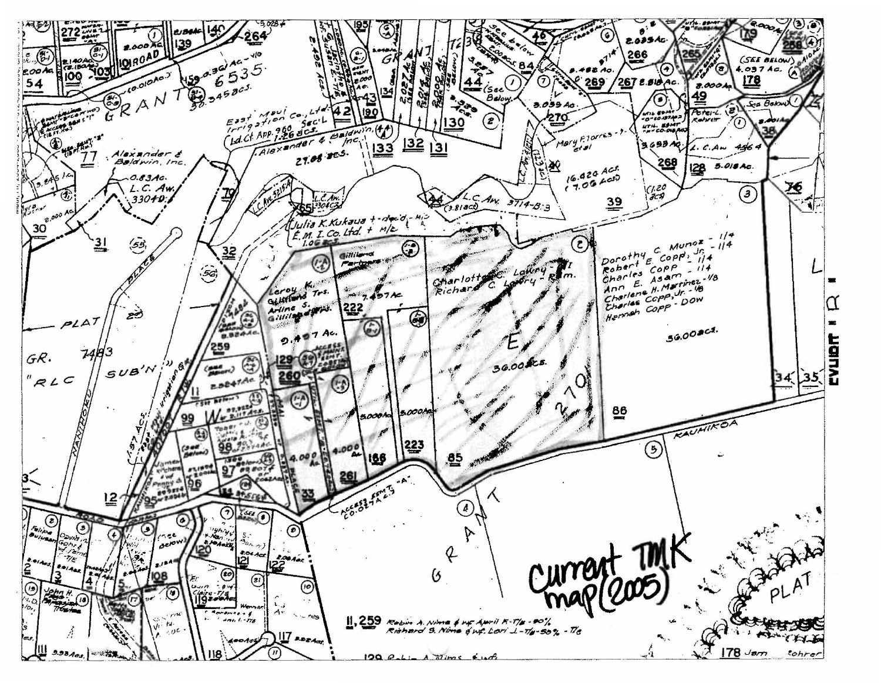Current TMK map (2005)

GRANT 6535

East Maui Irrigation Co., Ltd. Ld. Ct. App. 960 Sec'L 1.26 acs.

Alexander & Baldwin, Inc. 27.88 acs.

Alexander & Baldwin, Inc.

L.C. Aw. 3304D

L.C. Aw. 5215-A

L.C. Aw. 3304C

Julia K. Kukaua + - dec'd - M/c E.M.I. Co. Ltd. + M/c 1.06 acs.

L.C. Aw. 3714-B:3 (3.81 acs)

Mary F. Torres - 7, et al

16.420 Acs. (7.06 Acs)

Peter L. Rohrer

L.C. Aw. 4564

Gilliland Partners

Leroy K. Gilliland Trs. Arline S. Gilliland Trs.

7.497 Ac.

9.497 Ac.

Charlotte C. Lowry - 1/2, Richard C. Lowry - Rem.

36.00 acs.

Dorothy C. Munoz - 1/4
Robert E. Copp, Jr. - 1/4
Charles Copp - 1/4
Ann E. Asam - 1/4
Charlene H. Martinez - 1/8
Charles Copp, Jr. - 1/8
Hannah Copp - Dow

36.00 acs.

GR. 7483 "RLC SUB'N"

PLAT

NANIHOKU

KAUHIKOA

ACCESS ESMT "A" 0.037 AC.

GRANT

11, 259 Robin A. Nims & wf. April K-T/E - 50% Richard S. Nims & wf. Lori L-T/E - 50% - T/E

129 Robin A. Nims & wf.

178 James Rohrer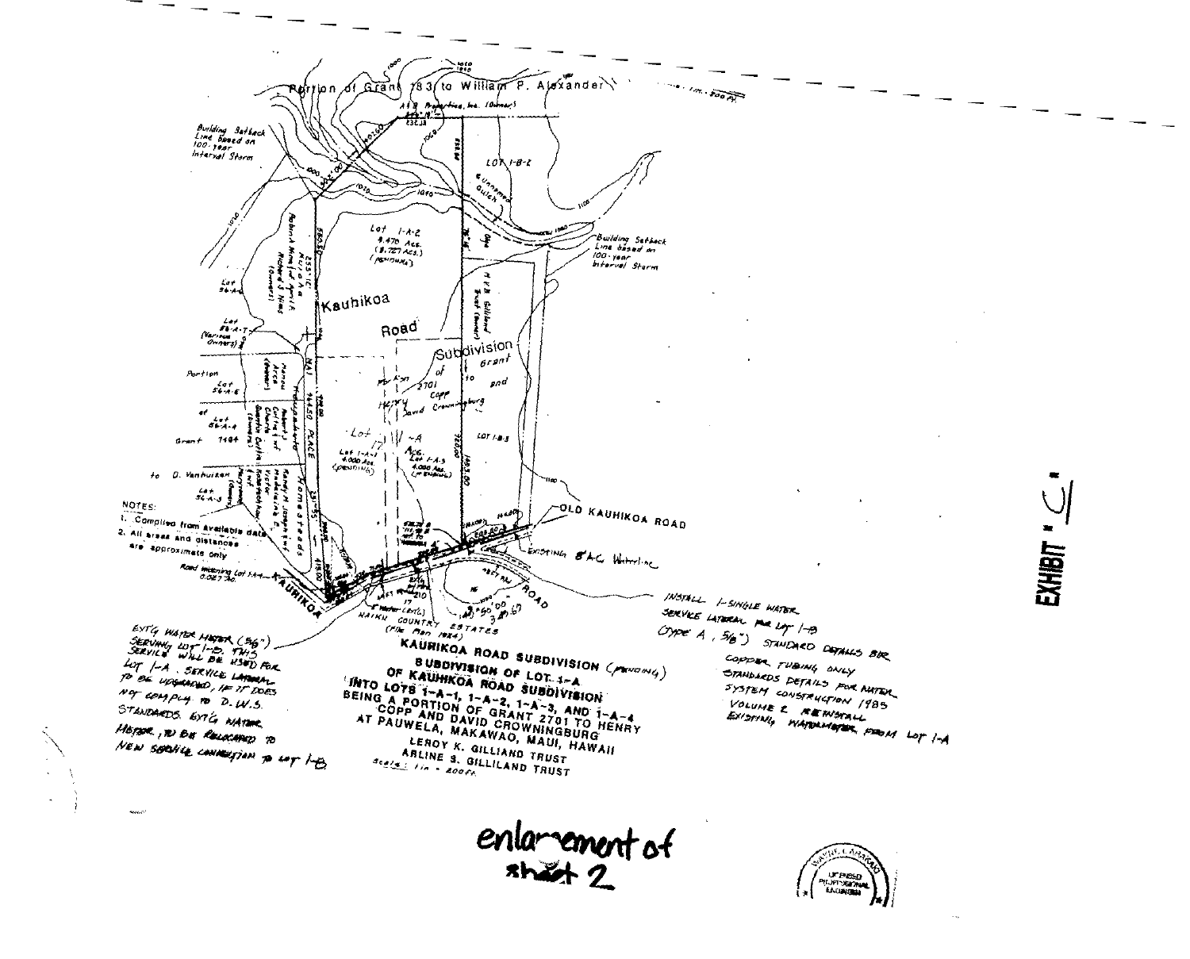Portion of Grant 183 to William P. Alexander

A & B Properties, Inc. (Owners)

Building Setback Line based on 100-year Interval Storm

LOT 1-B-2

Unnamed Gulch

Lot 1-A-2
9.470 Acs.
(8.727 Acs.)
(pending)

Building Setback Line based on 100-year Interval Storm

Kauhikoa Road Subdivision of Grant 2701 to Henry Copp and David Crowningburg

Lot 1-A

Lot 1-A-1
4.000 Acs.
(pending)

Lot 1-A-3
4.000 Acs.
(pending)

LOT 1-B-3

MAI HAKA PLACE

Homesteads

Lot 56-A

Lot 56-A-7 (Various Owners)

Portion Lot 56-A-6

of Lot 56-A-4

Grant 7494

to D. Vanhuizen

Lot 56-A-3

NOTES:
1. Compiled from available data
2. All areas and distances are approximate only

Road Widening Lot 1-A-4 0.027 Ac.

KAUHIKOA

OLD KAUHIKOA ROAD

EXISTING 8" AC Waterline

HAIKU COUNTRY ESTATES (File Plan 1884)

INSTALL 1-SINGLE WATER SERVICE LATERAL FOR LOT 1-B (TYPE A, 5/8") STANDARD DETAILS FOR COPPER TUBING ONLY STANDARDS DETAILS FOR WATER SYSTEM CONSTRUCTION 1985 VOLUME 2. REINSTALL EXISTING WATERMETER FROM LOT 1-A

EXT'G WATER METER (5/8") SERVING LOT 1-B. THIS SERVICE WILL BE USED FOR LOT 1-A. SERVICE LATERAL TO BE UPGRADED, IF IT DOES NOT COMPLY TO D.W.S. STANDARDS. EXT'G WATER METER, TO BE RELOCATED TO NEW SERVICE CONNECTION TO LOT 1-B.

KAUHIKOA ROAD SUBDIVISION (PENDING)
SUBDIVISION OF LOT 1-A
OF KAUHIKOA ROAD SUBDIVISION
INTO LOTS 1-A-1, 1-A-2, 1-A-3, AND 1-A-4
BEING A PORTION OF GRANT 2701 TO HENRY COPP AND DAVID CROWNINGBURG
AT PAUWELA, MAKAWAO, MAUI, HAWAII
LEROY K. GILLILAND TRUST
ARLINE S. GILLILAND TRUST
Scale: 1 in = 200 ft.

enlargement of sheet 2

EXHIBIT "C"